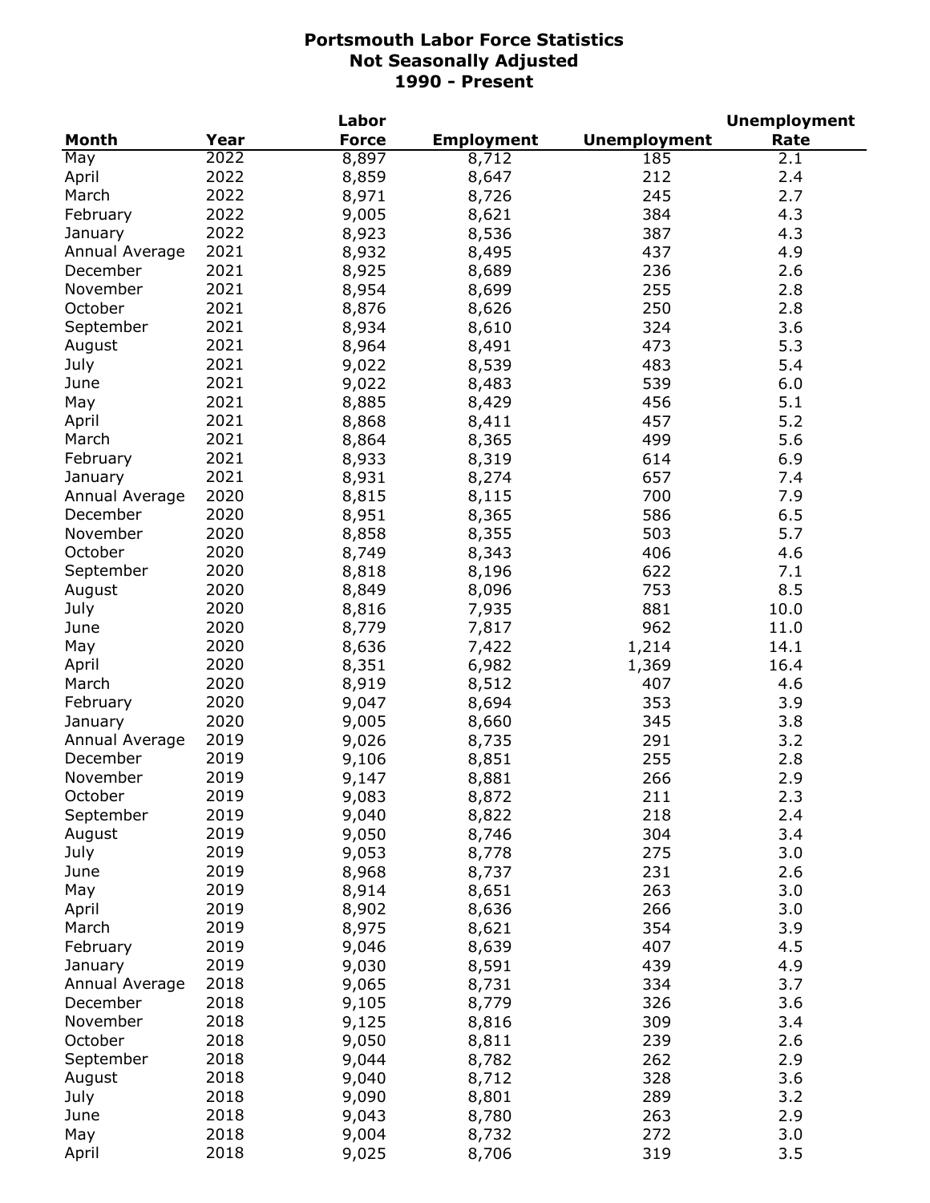# Portsmouth Labor Force Statistics
## Not Seasonally Adjusted
## 1990 - Present

| Month | Year | Labor Force | Employment | Unemployment | Unemployment Rate |
|---|---|---|---|---|---|
| May | 2022 | 8,897 | 8,712 | 185 | 2.1 |
| April | 2022 | 8,859 | 8,647 | 212 | 2.4 |
| March | 2022 | 8,971 | 8,726 | 245 | 2.7 |
| February | 2022 | 9,005 | 8,621 | 384 | 4.3 |
| January | 2022 | 8,923 | 8,536 | 387 | 4.3 |
| Annual Average | 2021 | 8,932 | 8,495 | 437 | 4.9 |
| December | 2021 | 8,925 | 8,689 | 236 | 2.6 |
| November | 2021 | 8,954 | 8,699 | 255 | 2.8 |
| October | 2021 | 8,876 | 8,626 | 250 | 2.8 |
| September | 2021 | 8,934 | 8,610 | 324 | 3.6 |
| August | 2021 | 8,964 | 8,491 | 473 | 5.3 |
| July | 2021 | 9,022 | 8,539 | 483 | 5.4 |
| June | 2021 | 9,022 | 8,483 | 539 | 6.0 |
| May | 2021 | 8,885 | 8,429 | 456 | 5.1 |
| April | 2021 | 8,868 | 8,411 | 457 | 5.2 |
| March | 2021 | 8,864 | 8,365 | 499 | 5.6 |
| February | 2021 | 8,933 | 8,319 | 614 | 6.9 |
| January | 2021 | 8,931 | 8,274 | 657 | 7.4 |
| Annual Average | 2020 | 8,815 | 8,115 | 700 | 7.9 |
| December | 2020 | 8,951 | 8,365 | 586 | 6.5 |
| November | 2020 | 8,858 | 8,355 | 503 | 5.7 |
| October | 2020 | 8,749 | 8,343 | 406 | 4.6 |
| September | 2020 | 8,818 | 8,196 | 622 | 7.1 |
| August | 2020 | 8,849 | 8,096 | 753 | 8.5 |
| July | 2020 | 8,816 | 7,935 | 881 | 10.0 |
| June | 2020 | 8,779 | 7,817 | 962 | 11.0 |
| May | 2020 | 8,636 | 7,422 | 1,214 | 14.1 |
| April | 2020 | 8,351 | 6,982 | 1,369 | 16.4 |
| March | 2020 | 8,919 | 8,512 | 407 | 4.6 |
| February | 2020 | 9,047 | 8,694 | 353 | 3.9 |
| January | 2020 | 9,005 | 8,660 | 345 | 3.8 |
| Annual Average | 2019 | 9,026 | 8,735 | 291 | 3.2 |
| December | 2019 | 9,106 | 8,851 | 255 | 2.8 |
| November | 2019 | 9,147 | 8,881 | 266 | 2.9 |
| October | 2019 | 9,083 | 8,872 | 211 | 2.3 |
| September | 2019 | 9,040 | 8,822 | 218 | 2.4 |
| August | 2019 | 9,050 | 8,746 | 304 | 3.4 |
| July | 2019 | 9,053 | 8,778 | 275 | 3.0 |
| June | 2019 | 8,968 | 8,737 | 231 | 2.6 |
| May | 2019 | 8,914 | 8,651 | 263 | 3.0 |
| April | 2019 | 8,902 | 8,636 | 266 | 3.0 |
| March | 2019 | 8,975 | 8,621 | 354 | 3.9 |
| February | 2019 | 9,046 | 8,639 | 407 | 4.5 |
| January | 2019 | 9,030 | 8,591 | 439 | 4.9 |
| Annual Average | 2018 | 9,065 | 8,731 | 334 | 3.7 |
| December | 2018 | 9,105 | 8,779 | 326 | 3.6 |
| November | 2018 | 9,125 | 8,816 | 309 | 3.4 |
| October | 2018 | 9,050 | 8,811 | 239 | 2.6 |
| September | 2018 | 9,044 | 8,782 | 262 | 2.9 |
| August | 2018 | 9,040 | 8,712 | 328 | 3.6 |
| July | 2018 | 9,090 | 8,801 | 289 | 3.2 |
| June | 2018 | 9,043 | 8,780 | 263 | 2.9 |
| May | 2018 | 9,004 | 8,732 | 272 | 3.0 |
| April | 2018 | 9,025 | 8,706 | 319 | 3.5 |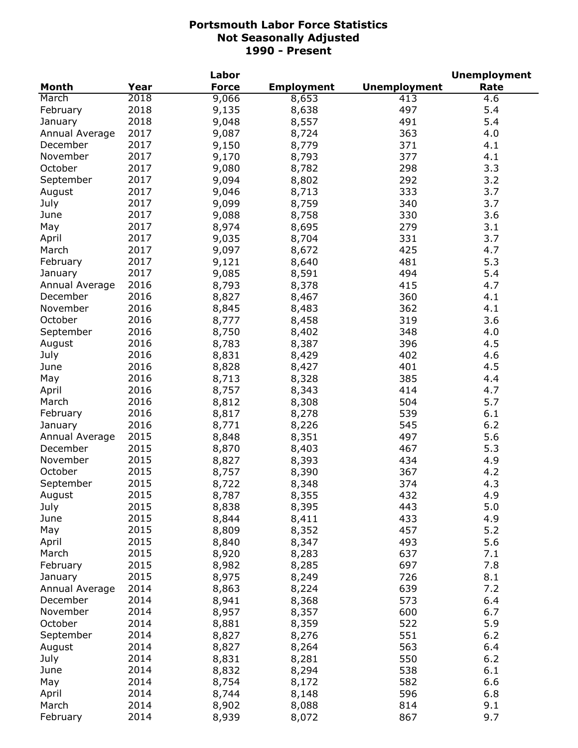# Portsmouth Labor Force Statistics
## Not Seasonally Adjusted
## 1990 - Present

| Month | Year | Labor Force | Employment | Unemployment | Unemployment Rate |
|---|---|---|---|---|---|
| March | 2018 | 9,066 | 8,653 | 413 | 4.6 |
| February | 2018 | 9,135 | 8,638 | 497 | 5.4 |
| January | 2018 | 9,048 | 8,557 | 491 | 5.4 |
| Annual Average | 2017 | 9,087 | 8,724 | 363 | 4.0 |
| December | 2017 | 9,150 | 8,779 | 371 | 4.1 |
| November | 2017 | 9,170 | 8,793 | 377 | 4.1 |
| October | 2017 | 9,080 | 8,782 | 298 | 3.3 |
| September | 2017 | 9,094 | 8,802 | 292 | 3.2 |
| August | 2017 | 9,046 | 8,713 | 333 | 3.7 |
| July | 2017 | 9,099 | 8,759 | 340 | 3.7 |
| June | 2017 | 9,088 | 8,758 | 330 | 3.6 |
| May | 2017 | 8,974 | 8,695 | 279 | 3.1 |
| April | 2017 | 9,035 | 8,704 | 331 | 3.7 |
| March | 2017 | 9,097 | 8,672 | 425 | 4.7 |
| February | 2017 | 9,121 | 8,640 | 481 | 5.3 |
| January | 2017 | 9,085 | 8,591 | 494 | 5.4 |
| Annual Average | 2016 | 8,793 | 8,378 | 415 | 4.7 |
| December | 2016 | 8,827 | 8,467 | 360 | 4.1 |
| November | 2016 | 8,845 | 8,483 | 362 | 4.1 |
| October | 2016 | 8,777 | 8,458 | 319 | 3.6 |
| September | 2016 | 8,750 | 8,402 | 348 | 4.0 |
| August | 2016 | 8,783 | 8,387 | 396 | 4.5 |
| July | 2016 | 8,831 | 8,429 | 402 | 4.6 |
| June | 2016 | 8,828 | 8,427 | 401 | 4.5 |
| May | 2016 | 8,713 | 8,328 | 385 | 4.4 |
| April | 2016 | 8,757 | 8,343 | 414 | 4.7 |
| March | 2016 | 8,812 | 8,308 | 504 | 5.7 |
| February | 2016 | 8,817 | 8,278 | 539 | 6.1 |
| January | 2016 | 8,771 | 8,226 | 545 | 6.2 |
| Annual Average | 2015 | 8,848 | 8,351 | 497 | 5.6 |
| December | 2015 | 8,870 | 8,403 | 467 | 5.3 |
| November | 2015 | 8,827 | 8,393 | 434 | 4.9 |
| October | 2015 | 8,757 | 8,390 | 367 | 4.2 |
| September | 2015 | 8,722 | 8,348 | 374 | 4.3 |
| August | 2015 | 8,787 | 8,355 | 432 | 4.9 |
| July | 2015 | 8,838 | 8,395 | 443 | 5.0 |
| June | 2015 | 8,844 | 8,411 | 433 | 4.9 |
| May | 2015 | 8,809 | 8,352 | 457 | 5.2 |
| April | 2015 | 8,840 | 8,347 | 493 | 5.6 |
| March | 2015 | 8,920 | 8,283 | 637 | 7.1 |
| February | 2015 | 8,982 | 8,285 | 697 | 7.8 |
| January | 2015 | 8,975 | 8,249 | 726 | 8.1 |
| Annual Average | 2014 | 8,863 | 8,224 | 639 | 7.2 |
| December | 2014 | 8,941 | 8,368 | 573 | 6.4 |
| November | 2014 | 8,957 | 8,357 | 600 | 6.7 |
| October | 2014 | 8,881 | 8,359 | 522 | 5.9 |
| September | 2014 | 8,827 | 8,276 | 551 | 6.2 |
| August | 2014 | 8,827 | 8,264 | 563 | 6.4 |
| July | 2014 | 8,831 | 8,281 | 550 | 6.2 |
| June | 2014 | 8,832 | 8,294 | 538 | 6.1 |
| May | 2014 | 8,754 | 8,172 | 582 | 6.6 |
| April | 2014 | 8,744 | 8,148 | 596 | 6.8 |
| March | 2014 | 8,902 | 8,088 | 814 | 9.1 |
| February | 2014 | 8,939 | 8,072 | 867 | 9.7 |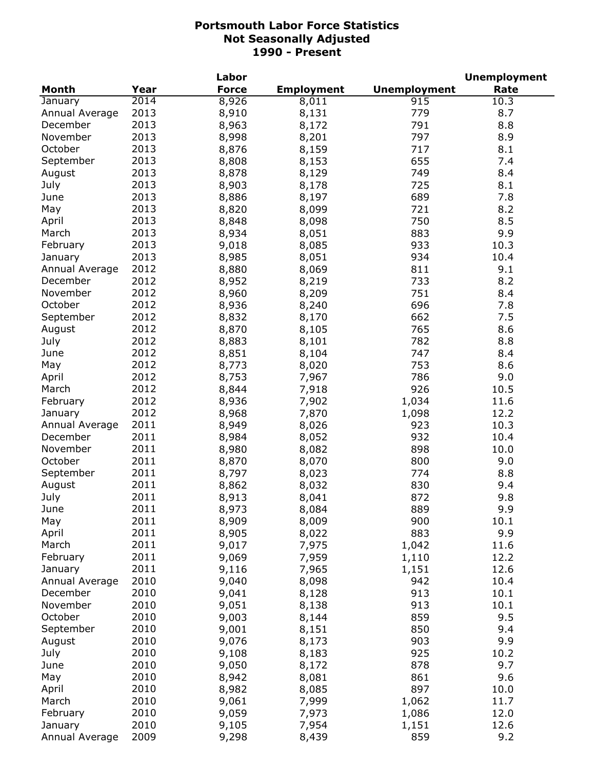# Portsmouth Labor Force Statistics
## Not Seasonally Adjusted
## 1990 - Present

| Month | Year | Labor Force | Employment | Unemployment | Unemployment Rate |
|---|---|---|---|---|---|
| January | 2014 | 8,926 | 8,011 | 915 | 10.3 |
| Annual Average | 2013 | 8,910 | 8,131 | 779 | 8.7 |
| December | 2013 | 8,963 | 8,172 | 791 | 8.8 |
| November | 2013 | 8,998 | 8,201 | 797 | 8.9 |
| October | 2013 | 8,876 | 8,159 | 717 | 8.1 |
| September | 2013 | 8,808 | 8,153 | 655 | 7.4 |
| August | 2013 | 8,878 | 8,129 | 749 | 8.4 |
| July | 2013 | 8,903 | 8,178 | 725 | 8.1 |
| June | 2013 | 8,886 | 8,197 | 689 | 7.8 |
| May | 2013 | 8,820 | 8,099 | 721 | 8.2 |
| April | 2013 | 8,848 | 8,098 | 750 | 8.5 |
| March | 2013 | 8,934 | 8,051 | 883 | 9.9 |
| February | 2013 | 9,018 | 8,085 | 933 | 10.3 |
| January | 2013 | 8,985 | 8,051 | 934 | 10.4 |
| Annual Average | 2012 | 8,880 | 8,069 | 811 | 9.1 |
| December | 2012 | 8,952 | 8,219 | 733 | 8.2 |
| November | 2012 | 8,960 | 8,209 | 751 | 8.4 |
| October | 2012 | 8,936 | 8,240 | 696 | 7.8 |
| September | 2012 | 8,832 | 8,170 | 662 | 7.5 |
| August | 2012 | 8,870 | 8,105 | 765 | 8.6 |
| July | 2012 | 8,883 | 8,101 | 782 | 8.8 |
| June | 2012 | 8,851 | 8,104 | 747 | 8.4 |
| May | 2012 | 8,773 | 8,020 | 753 | 8.6 |
| April | 2012 | 8,753 | 7,967 | 786 | 9.0 |
| March | 2012 | 8,844 | 7,918 | 926 | 10.5 |
| February | 2012 | 8,936 | 7,902 | 1,034 | 11.6 |
| January | 2012 | 8,968 | 7,870 | 1,098 | 12.2 |
| Annual Average | 2011 | 8,949 | 8,026 | 923 | 10.3 |
| December | 2011 | 8,984 | 8,052 | 932 | 10.4 |
| November | 2011 | 8,980 | 8,082 | 898 | 10.0 |
| October | 2011 | 8,870 | 8,070 | 800 | 9.0 |
| September | 2011 | 8,797 | 8,023 | 774 | 8.8 |
| August | 2011 | 8,862 | 8,032 | 830 | 9.4 |
| July | 2011 | 8,913 | 8,041 | 872 | 9.8 |
| June | 2011 | 8,973 | 8,084 | 889 | 9.9 |
| May | 2011 | 8,909 | 8,009 | 900 | 10.1 |
| April | 2011 | 8,905 | 8,022 | 883 | 9.9 |
| March | 2011 | 9,017 | 7,975 | 1,042 | 11.6 |
| February | 2011 | 9,069 | 7,959 | 1,110 | 12.2 |
| January | 2011 | 9,116 | 7,965 | 1,151 | 12.6 |
| Annual Average | 2010 | 9,040 | 8,098 | 942 | 10.4 |
| December | 2010 | 9,041 | 8,128 | 913 | 10.1 |
| November | 2010 | 9,051 | 8,138 | 913 | 10.1 |
| October | 2010 | 9,003 | 8,144 | 859 | 9.5 |
| September | 2010 | 9,001 | 8,151 | 850 | 9.4 |
| August | 2010 | 9,076 | 8,173 | 903 | 9.9 |
| July | 2010 | 9,108 | 8,183 | 925 | 10.2 |
| June | 2010 | 9,050 | 8,172 | 878 | 9.7 |
| May | 2010 | 8,942 | 8,081 | 861 | 9.6 |
| April | 2010 | 8,982 | 8,085 | 897 | 10.0 |
| March | 2010 | 9,061 | 7,999 | 1,062 | 11.7 |
| February | 2010 | 9,059 | 7,973 | 1,086 | 12.0 |
| January | 2010 | 9,105 | 7,954 | 1,151 | 12.6 |
| Annual Average | 2009 | 9,298 | 8,439 | 859 | 9.2 |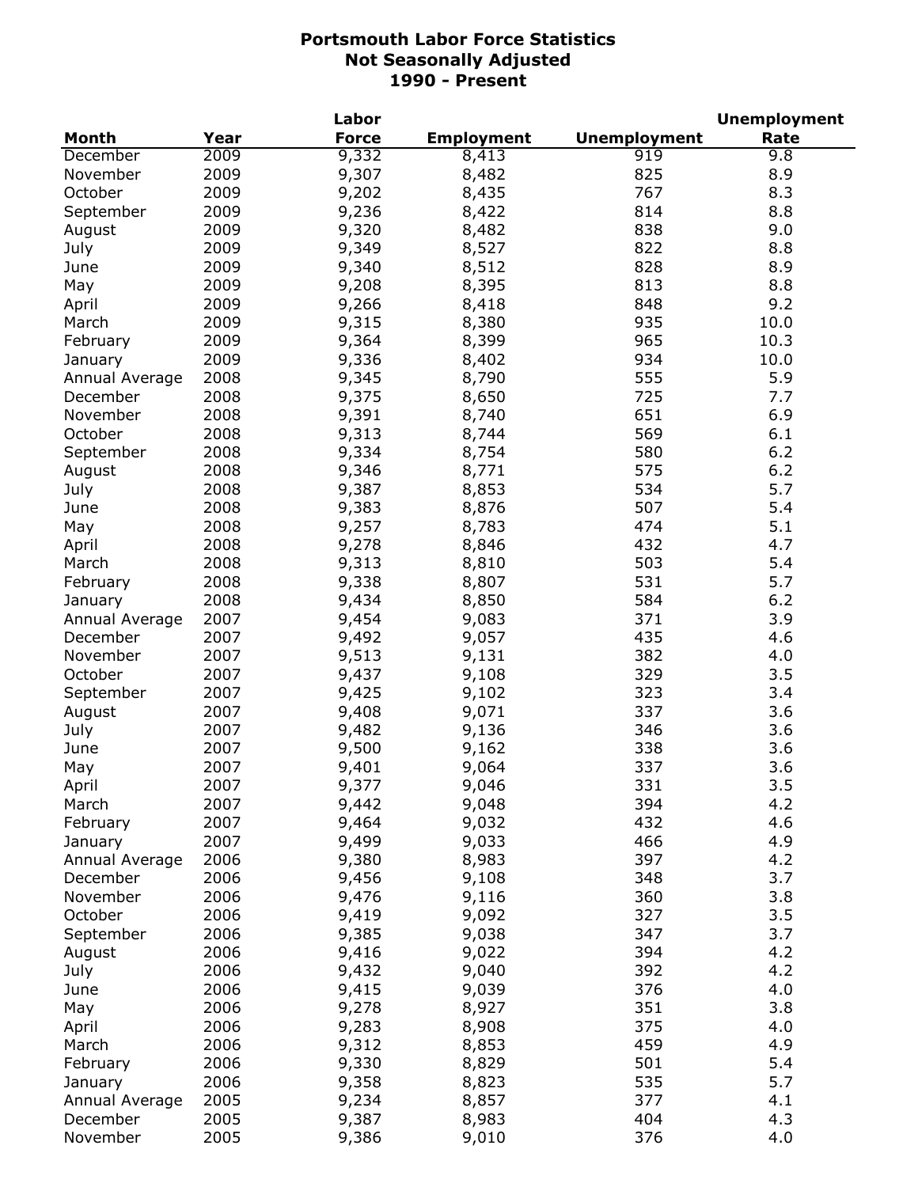# Portsmouth Labor Force Statistics
## Not Seasonally Adjusted
## 1990 - Present

| Month | Year | Labor Force | Employment | Unemployment | Unemployment Rate |
|---|---|---|---|---|---|
| December | 2009 | 9,332 | 8,413 | 919 | 9.8 |
| November | 2009 | 9,307 | 8,482 | 825 | 8.9 |
| October | 2009 | 9,202 | 8,435 | 767 | 8.3 |
| September | 2009 | 9,236 | 8,422 | 814 | 8.8 |
| August | 2009 | 9,320 | 8,482 | 838 | 9.0 |
| July | 2009 | 9,349 | 8,527 | 822 | 8.8 |
| June | 2009 | 9,340 | 8,512 | 828 | 8.9 |
| May | 2009 | 9,208 | 8,395 | 813 | 8.8 |
| April | 2009 | 9,266 | 8,418 | 848 | 9.2 |
| March | 2009 | 9,315 | 8,380 | 935 | 10.0 |
| February | 2009 | 9,364 | 8,399 | 965 | 10.3 |
| January | 2009 | 9,336 | 8,402 | 934 | 10.0 |
| Annual Average | 2008 | 9,345 | 8,790 | 555 | 5.9 |
| December | 2008 | 9,375 | 8,650 | 725 | 7.7 |
| November | 2008 | 9,391 | 8,740 | 651 | 6.9 |
| October | 2008 | 9,313 | 8,744 | 569 | 6.1 |
| September | 2008 | 9,334 | 8,754 | 580 | 6.2 |
| August | 2008 | 9,346 | 8,771 | 575 | 6.2 |
| July | 2008 | 9,387 | 8,853 | 534 | 5.7 |
| June | 2008 | 9,383 | 8,876 | 507 | 5.4 |
| May | 2008 | 9,257 | 8,783 | 474 | 5.1 |
| April | 2008 | 9,278 | 8,846 | 432 | 4.7 |
| March | 2008 | 9,313 | 8,810 | 503 | 5.4 |
| February | 2008 | 9,338 | 8,807 | 531 | 5.7 |
| January | 2008 | 9,434 | 8,850 | 584 | 6.2 |
| Annual Average | 2007 | 9,454 | 9,083 | 371 | 3.9 |
| December | 2007 | 9,492 | 9,057 | 435 | 4.6 |
| November | 2007 | 9,513 | 9,131 | 382 | 4.0 |
| October | 2007 | 9,437 | 9,108 | 329 | 3.5 |
| September | 2007 | 9,425 | 9,102 | 323 | 3.4 |
| August | 2007 | 9,408 | 9,071 | 337 | 3.6 |
| July | 2007 | 9,482 | 9,136 | 346 | 3.6 |
| June | 2007 | 9,500 | 9,162 | 338 | 3.6 |
| May | 2007 | 9,401 | 9,064 | 337 | 3.6 |
| April | 2007 | 9,377 | 9,046 | 331 | 3.5 |
| March | 2007 | 9,442 | 9,048 | 394 | 4.2 |
| February | 2007 | 9,464 | 9,032 | 432 | 4.6 |
| January | 2007 | 9,499 | 9,033 | 466 | 4.9 |
| Annual Average | 2006 | 9,380 | 8,983 | 397 | 4.2 |
| December | 2006 | 9,456 | 9,108 | 348 | 3.7 |
| November | 2006 | 9,476 | 9,116 | 360 | 3.8 |
| October | 2006 | 9,419 | 9,092 | 327 | 3.5 |
| September | 2006 | 9,385 | 9,038 | 347 | 3.7 |
| August | 2006 | 9,416 | 9,022 | 394 | 4.2 |
| July | 2006 | 9,432 | 9,040 | 392 | 4.2 |
| June | 2006 | 9,415 | 9,039 | 376 | 4.0 |
| May | 2006 | 9,278 | 8,927 | 351 | 3.8 |
| April | 2006 | 9,283 | 8,908 | 375 | 4.0 |
| March | 2006 | 9,312 | 8,853 | 459 | 4.9 |
| February | 2006 | 9,330 | 8,829 | 501 | 5.4 |
| January | 2006 | 9,358 | 8,823 | 535 | 5.7 |
| Annual Average | 2005 | 9,234 | 8,857 | 377 | 4.1 |
| December | 2005 | 9,387 | 8,983 | 404 | 4.3 |
| November | 2005 | 9,386 | 9,010 | 376 | 4.0 |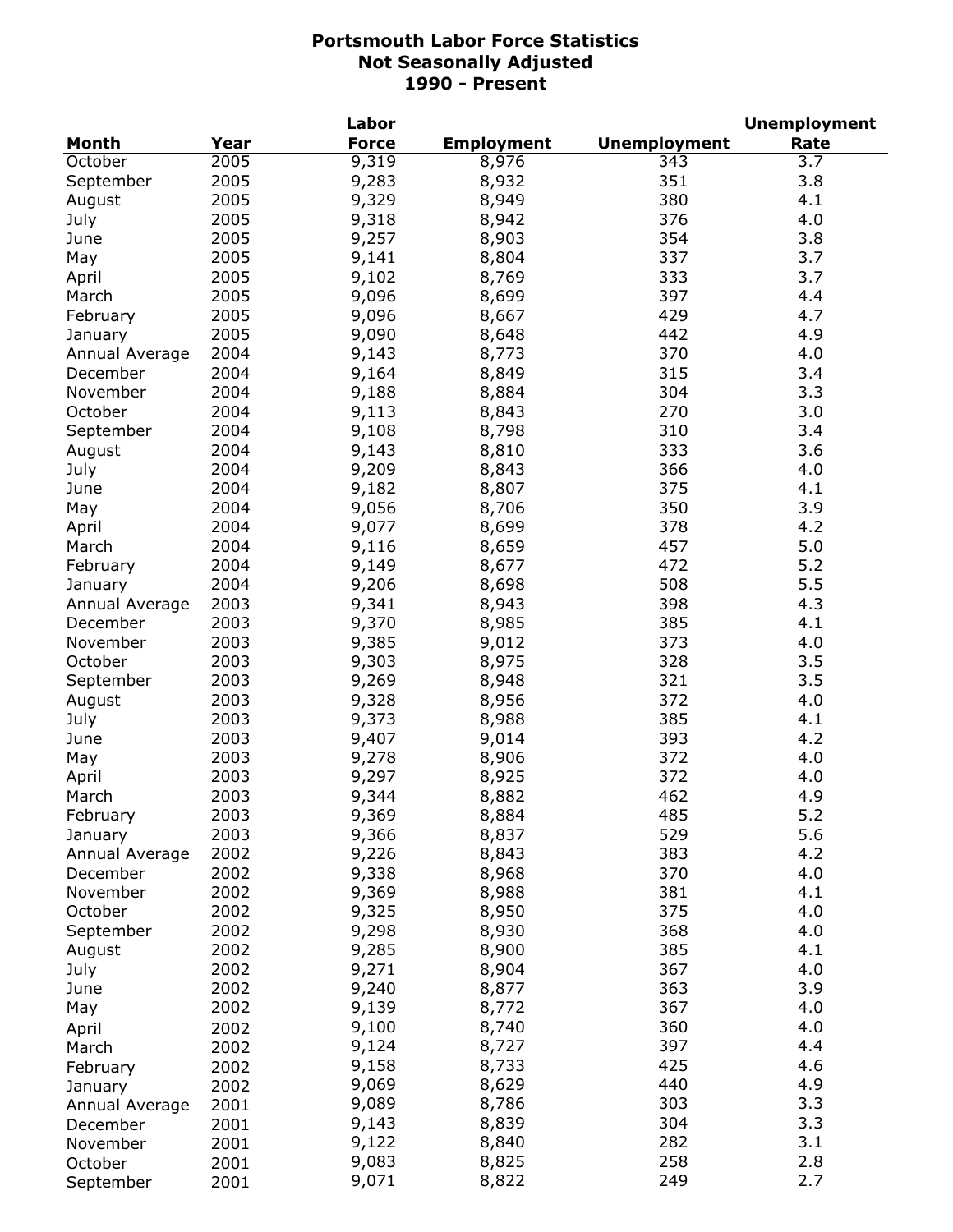# Portsmouth Labor Force Statistics
## Not Seasonally Adjusted
## 1990 - Present

| Month | Year | Labor Force | Employment | Unemployment | Unemployment Rate |
|---|---|---|---|---|---|
| October | 2005 | 9,319 | 8,976 | 343 | 3.7 |
| September | 2005 | 9,283 | 8,932 | 351 | 3.8 |
| August | 2005 | 9,329 | 8,949 | 380 | 4.1 |
| July | 2005 | 9,318 | 8,942 | 376 | 4.0 |
| June | 2005 | 9,257 | 8,903 | 354 | 3.8 |
| May | 2005 | 9,141 | 8,804 | 337 | 3.7 |
| April | 2005 | 9,102 | 8,769 | 333 | 3.7 |
| March | 2005 | 9,096 | 8,699 | 397 | 4.4 |
| February | 2005 | 9,096 | 8,667 | 429 | 4.7 |
| January | 2005 | 9,090 | 8,648 | 442 | 4.9 |
| Annual Average | 2004 | 9,143 | 8,773 | 370 | 4.0 |
| December | 2004 | 9,164 | 8,849 | 315 | 3.4 |
| November | 2004 | 9,188 | 8,884 | 304 | 3.3 |
| October | 2004 | 9,113 | 8,843 | 270 | 3.0 |
| September | 2004 | 9,108 | 8,798 | 310 | 3.4 |
| August | 2004 | 9,143 | 8,810 | 333 | 3.6 |
| July | 2004 | 9,209 | 8,843 | 366 | 4.0 |
| June | 2004 | 9,182 | 8,807 | 375 | 4.1 |
| May | 2004 | 9,056 | 8,706 | 350 | 3.9 |
| April | 2004 | 9,077 | 8,699 | 378 | 4.2 |
| March | 2004 | 9,116 | 8,659 | 457 | 5.0 |
| February | 2004 | 9,149 | 8,677 | 472 | 5.2 |
| January | 2004 | 9,206 | 8,698 | 508 | 5.5 |
| Annual Average | 2003 | 9,341 | 8,943 | 398 | 4.3 |
| December | 2003 | 9,370 | 8,985 | 385 | 4.1 |
| November | 2003 | 9,385 | 9,012 | 373 | 4.0 |
| October | 2003 | 9,303 | 8,975 | 328 | 3.5 |
| September | 2003 | 9,269 | 8,948 | 321 | 3.5 |
| August | 2003 | 9,328 | 8,956 | 372 | 4.0 |
| July | 2003 | 9,373 | 8,988 | 385 | 4.1 |
| June | 2003 | 9,407 | 9,014 | 393 | 4.2 |
| May | 2003 | 9,278 | 8,906 | 372 | 4.0 |
| April | 2003 | 9,297 | 8,925 | 372 | 4.0 |
| March | 2003 | 9,344 | 8,882 | 462 | 4.9 |
| February | 2003 | 9,369 | 8,884 | 485 | 5.2 |
| January | 2003 | 9,366 | 8,837 | 529 | 5.6 |
| Annual Average | 2002 | 9,226 | 8,843 | 383 | 4.2 |
| December | 2002 | 9,338 | 8,968 | 370 | 4.0 |
| November | 2002 | 9,369 | 8,988 | 381 | 4.1 |
| October | 2002 | 9,325 | 8,950 | 375 | 4.0 |
| September | 2002 | 9,298 | 8,930 | 368 | 4.0 |
| August | 2002 | 9,285 | 8,900 | 385 | 4.1 |
| July | 2002 | 9,271 | 8,904 | 367 | 4.0 |
| June | 2002 | 9,240 | 8,877 | 363 | 3.9 |
| May | 2002 | 9,139 | 8,772 | 367 | 4.0 |
| April | 2002 | 9,100 | 8,740 | 360 | 4.0 |
| March | 2002 | 9,124 | 8,727 | 397 | 4.4 |
| February | 2002 | 9,158 | 8,733 | 425 | 4.6 |
| January | 2002 | 9,069 | 8,629 | 440 | 4.9 |
| Annual Average | 2001 | 9,089 | 8,786 | 303 | 3.3 |
| December | 2001 | 9,143 | 8,839 | 304 | 3.3 |
| November | 2001 | 9,122 | 8,840 | 282 | 3.1 |
| October | 2001 | 9,083 | 8,825 | 258 | 2.8 |
| September | 2001 | 9,071 | 8,822 | 249 | 2.7 |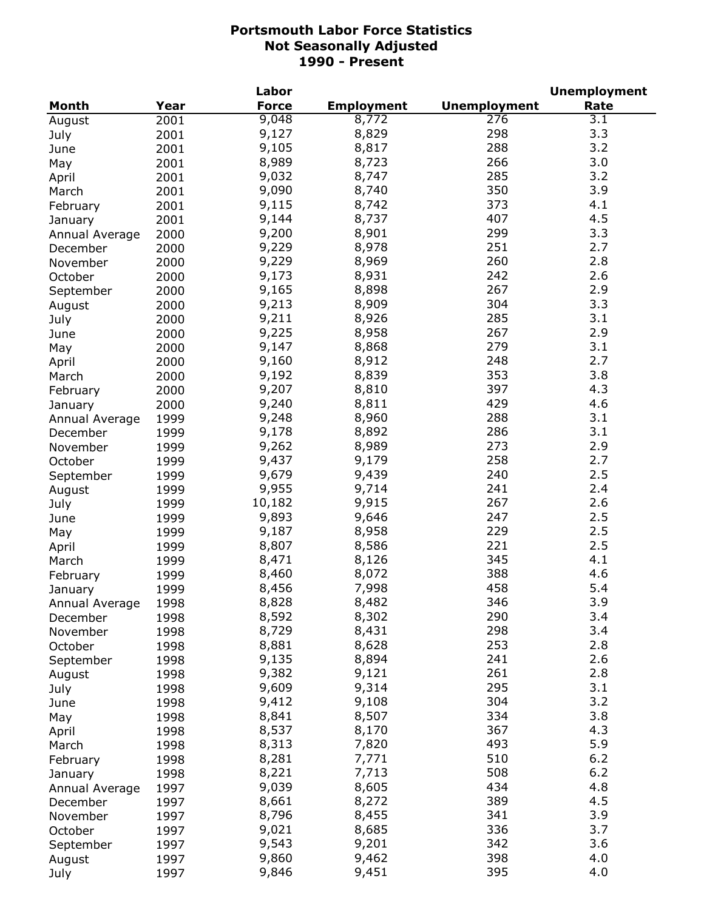# Portsmouth Labor Force Statistics
## Not Seasonally Adjusted
## 1990 - Present

| Month | Year | Labor Force | Employment | Unemployment | Unemployment Rate |
|---|---|---|---|---|---|
| August | 2001 | 9,048 | 8,772 | 276 | 3.1 |
| July | 2001 | 9,127 | 8,829 | 298 | 3.3 |
| June | 2001 | 9,105 | 8,817 | 288 | 3.2 |
| May | 2001 | 8,989 | 8,723 | 266 | 3.0 |
| April | 2001 | 9,032 | 8,747 | 285 | 3.2 |
| March | 2001 | 9,090 | 8,740 | 350 | 3.9 |
| February | 2001 | 9,115 | 8,742 | 373 | 4.1 |
| January | 2001 | 9,144 | 8,737 | 407 | 4.5 |
| Annual Average | 2000 | 9,200 | 8,901 | 299 | 3.3 |
| December | 2000 | 9,229 | 8,978 | 251 | 2.7 |
| November | 2000 | 9,229 | 8,969 | 260 | 2.8 |
| October | 2000 | 9,173 | 8,931 | 242 | 2.6 |
| September | 2000 | 9,165 | 8,898 | 267 | 2.9 |
| August | 2000 | 9,213 | 8,909 | 304 | 3.3 |
| July | 2000 | 9,211 | 8,926 | 285 | 3.1 |
| June | 2000 | 9,225 | 8,958 | 267 | 2.9 |
| May | 2000 | 9,147 | 8,868 | 279 | 3.1 |
| April | 2000 | 9,160 | 8,912 | 248 | 2.7 |
| March | 2000 | 9,192 | 8,839 | 353 | 3.8 |
| February | 2000 | 9,207 | 8,810 | 397 | 4.3 |
| January | 2000 | 9,240 | 8,811 | 429 | 4.6 |
| Annual Average | 1999 | 9,248 | 8,960 | 288 | 3.1 |
| December | 1999 | 9,178 | 8,892 | 286 | 3.1 |
| November | 1999 | 9,262 | 8,989 | 273 | 2.9 |
| October | 1999 | 9,437 | 9,179 | 258 | 2.7 |
| September | 1999 | 9,679 | 9,439 | 240 | 2.5 |
| August | 1999 | 9,955 | 9,714 | 241 | 2.4 |
| July | 1999 | 10,182 | 9,915 | 267 | 2.6 |
| June | 1999 | 9,893 | 9,646 | 247 | 2.5 |
| May | 1999 | 9,187 | 8,958 | 229 | 2.5 |
| April | 1999 | 8,807 | 8,586 | 221 | 2.5 |
| March | 1999 | 8,471 | 8,126 | 345 | 4.1 |
| February | 1999 | 8,460 | 8,072 | 388 | 4.6 |
| January | 1999 | 8,456 | 7,998 | 458 | 5.4 |
| Annual Average | 1998 | 8,828 | 8,482 | 346 | 3.9 |
| December | 1998 | 8,592 | 8,302 | 290 | 3.4 |
| November | 1998 | 8,729 | 8,431 | 298 | 3.4 |
| October | 1998 | 8,881 | 8,628 | 253 | 2.8 |
| September | 1998 | 9,135 | 8,894 | 241 | 2.6 |
| August | 1998 | 9,382 | 9,121 | 261 | 2.8 |
| July | 1998 | 9,609 | 9,314 | 295 | 3.1 |
| June | 1998 | 9,412 | 9,108 | 304 | 3.2 |
| May | 1998 | 8,841 | 8,507 | 334 | 3.8 |
| April | 1998 | 8,537 | 8,170 | 367 | 4.3 |
| March | 1998 | 8,313 | 7,820 | 493 | 5.9 |
| February | 1998 | 8,281 | 7,771 | 510 | 6.2 |
| January | 1998 | 8,221 | 7,713 | 508 | 6.2 |
| Annual Average | 1997 | 9,039 | 8,605 | 434 | 4.8 |
| December | 1997 | 8,661 | 8,272 | 389 | 4.5 |
| November | 1997 | 8,796 | 8,455 | 341 | 3.9 |
| October | 1997 | 9,021 | 8,685 | 336 | 3.7 |
| September | 1997 | 9,543 | 9,201 | 342 | 3.6 |
| August | 1997 | 9,860 | 9,462 | 398 | 4.0 |
| July | 1997 | 9,846 | 9,451 | 395 | 4.0 |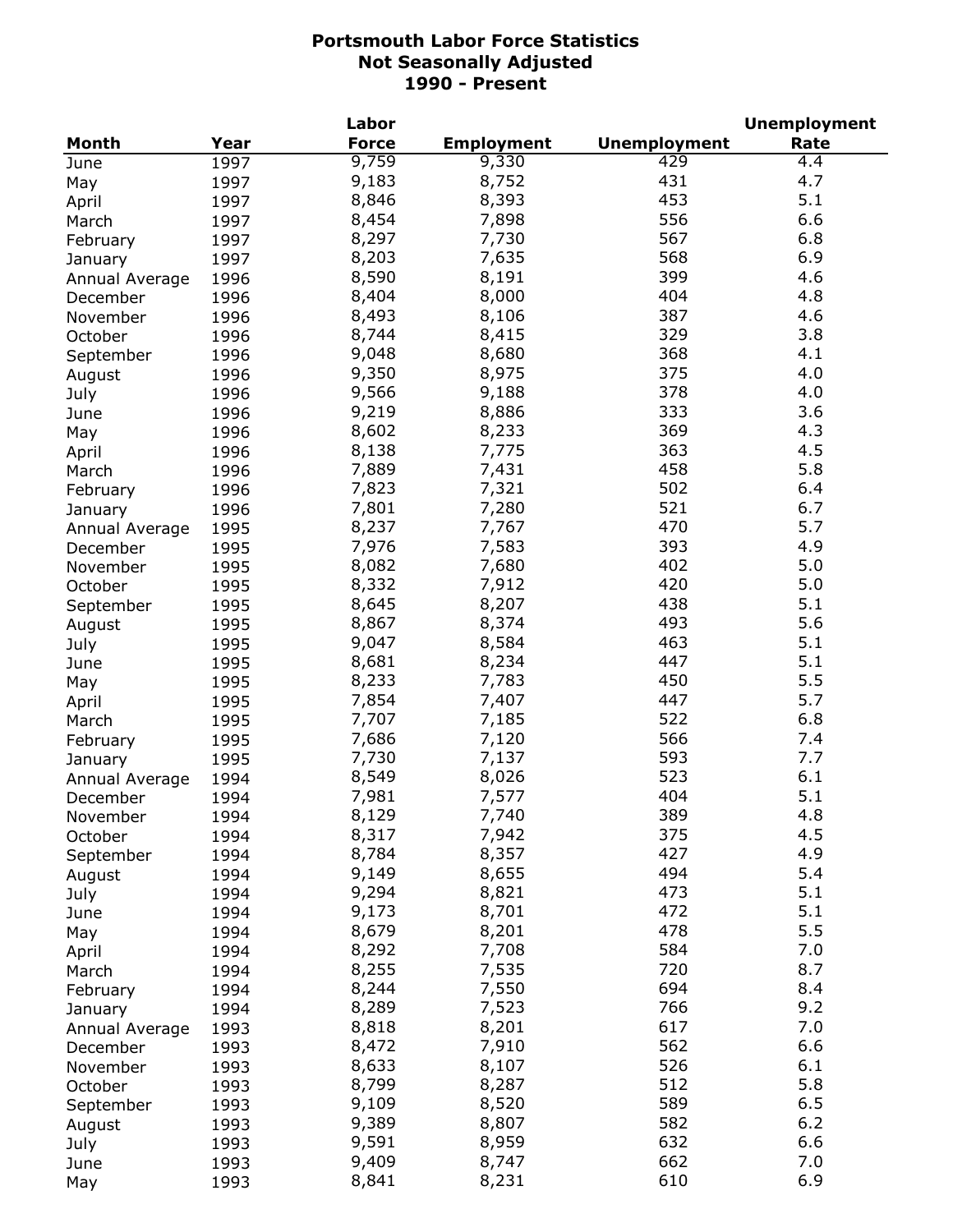**Portsmouth Labor Force Statistics**
**Not Seasonally Adjusted**
**1990 - Present**

| Month | Year | Labor Force | Employment | Unemployment | Unemployment Rate |
|---|---|---|---|---|---|
| June | 1997 | 9,759 | 9,330 | 429 | 4.4 |
| May | 1997 | 9,183 | 8,752 | 431 | 4.7 |
| April | 1997 | 8,846 | 8,393 | 453 | 5.1 |
| March | 1997 | 8,454 | 7,898 | 556 | 6.6 |
| February | 1997 | 8,297 | 7,730 | 567 | 6.8 |
| January | 1997 | 8,203 | 7,635 | 568 | 6.9 |
| Annual Average | 1996 | 8,590 | 8,191 | 399 | 4.6 |
| December | 1996 | 8,404 | 8,000 | 404 | 4.8 |
| November | 1996 | 8,493 | 8,106 | 387 | 4.6 |
| October | 1996 | 8,744 | 8,415 | 329 | 3.8 |
| September | 1996 | 9,048 | 8,680 | 368 | 4.1 |
| August | 1996 | 9,350 | 8,975 | 375 | 4.0 |
| July | 1996 | 9,566 | 9,188 | 378 | 4.0 |
| June | 1996 | 9,219 | 8,886 | 333 | 3.6 |
| May | 1996 | 8,602 | 8,233 | 369 | 4.3 |
| April | 1996 | 8,138 | 7,775 | 363 | 4.5 |
| March | 1996 | 7,889 | 7,431 | 458 | 5.8 |
| February | 1996 | 7,823 | 7,321 | 502 | 6.4 |
| January | 1996 | 7,801 | 7,280 | 521 | 6.7 |
| Annual Average | 1995 | 8,237 | 7,767 | 470 | 5.7 |
| December | 1995 | 7,976 | 7,583 | 393 | 4.9 |
| November | 1995 | 8,082 | 7,680 | 402 | 5.0 |
| October | 1995 | 8,332 | 7,912 | 420 | 5.0 |
| September | 1995 | 8,645 | 8,207 | 438 | 5.1 |
| August | 1995 | 8,867 | 8,374 | 493 | 5.6 |
| July | 1995 | 9,047 | 8,584 | 463 | 5.1 |
| June | 1995 | 8,681 | 8,234 | 447 | 5.1 |
| May | 1995 | 8,233 | 7,783 | 450 | 5.5 |
| April | 1995 | 7,854 | 7,407 | 447 | 5.7 |
| March | 1995 | 7,707 | 7,185 | 522 | 6.8 |
| February | 1995 | 7,686 | 7,120 | 566 | 7.4 |
| January | 1995 | 7,730 | 7,137 | 593 | 7.7 |
| Annual Average | 1994 | 8,549 | 8,026 | 523 | 6.1 |
| December | 1994 | 7,981 | 7,577 | 404 | 5.1 |
| November | 1994 | 8,129 | 7,740 | 389 | 4.8 |
| October | 1994 | 8,317 | 7,942 | 375 | 4.5 |
| September | 1994 | 8,784 | 8,357 | 427 | 4.9 |
| August | 1994 | 9,149 | 8,655 | 494 | 5.4 |
| July | 1994 | 9,294 | 8,821 | 473 | 5.1 |
| June | 1994 | 9,173 | 8,701 | 472 | 5.1 |
| May | 1994 | 8,679 | 8,201 | 478 | 5.5 |
| April | 1994 | 8,292 | 7,708 | 584 | 7.0 |
| March | 1994 | 8,255 | 7,535 | 720 | 8.7 |
| February | 1994 | 8,244 | 7,550 | 694 | 8.4 |
| January | 1994 | 8,289 | 7,523 | 766 | 9.2 |
| Annual Average | 1993 | 8,818 | 8,201 | 617 | 7.0 |
| December | 1993 | 8,472 | 7,910 | 562 | 6.6 |
| November | 1993 | 8,633 | 8,107 | 526 | 6.1 |
| October | 1993 | 8,799 | 8,287 | 512 | 5.8 |
| September | 1993 | 9,109 | 8,520 | 589 | 6.5 |
| August | 1993 | 9,389 | 8,807 | 582 | 6.2 |
| July | 1993 | 9,591 | 8,959 | 632 | 6.6 |
| June | 1993 | 9,409 | 8,747 | 662 | 7.0 |
| May | 1993 | 8,841 | 8,231 | 610 | 6.9 |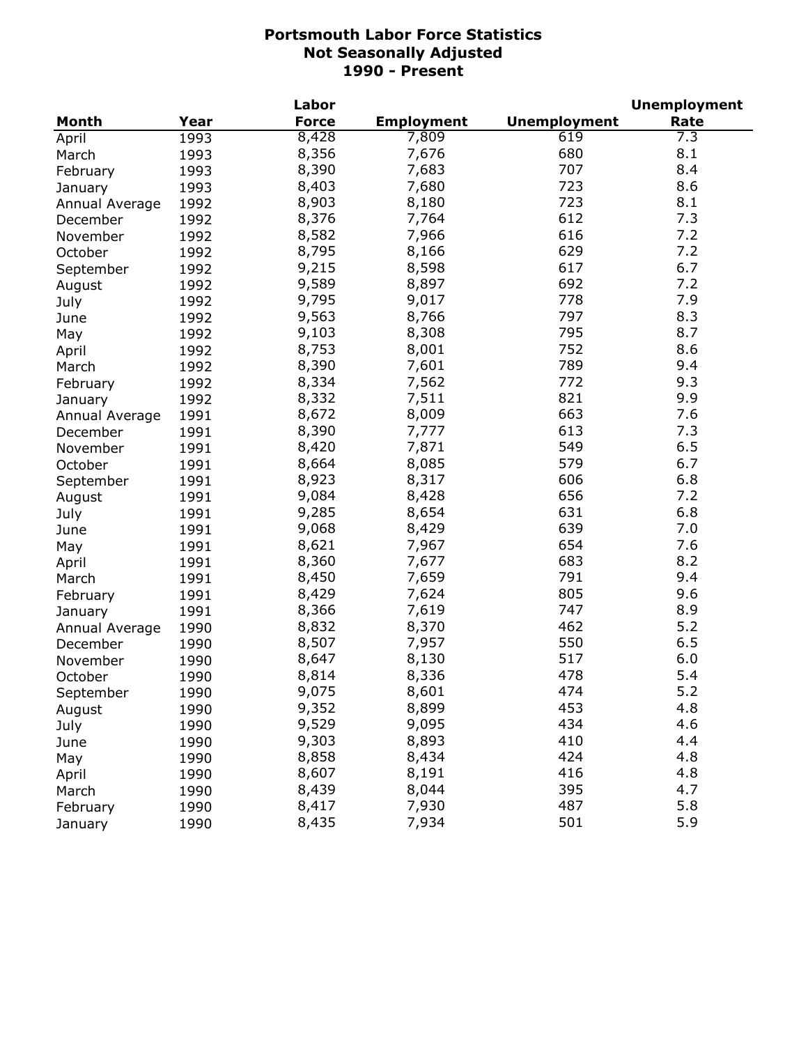**Portsmouth Labor Force Statistics**
**Not Seasonally Adjusted**
**1990 - Present**

| Month | Year | Labor Force | Employment | Unemployment | Unemployment Rate |
|---|---|---|---|---|---|
| April | 1993 | 8,428 | 7,809 | 619 | 7.3 |
| March | 1993 | 8,356 | 7,676 | 680 | 8.1 |
| February | 1993 | 8,390 | 7,683 | 707 | 8.4 |
| January | 1993 | 8,403 | 7,680 | 723 | 8.6 |
| Annual Average | 1992 | 8,903 | 8,180 | 723 | 8.1 |
| December | 1992 | 8,376 | 7,764 | 612 | 7.3 |
| November | 1992 | 8,582 | 7,966 | 616 | 7.2 |
| October | 1992 | 8,795 | 8,166 | 629 | 7.2 |
| September | 1992 | 9,215 | 8,598 | 617 | 6.7 |
| August | 1992 | 9,589 | 8,897 | 692 | 7.2 |
| July | 1992 | 9,795 | 9,017 | 778 | 7.9 |
| June | 1992 | 9,563 | 8,766 | 797 | 8.3 |
| May | 1992 | 9,103 | 8,308 | 795 | 8.7 |
| April | 1992 | 8,753 | 8,001 | 752 | 8.6 |
| March | 1992 | 8,390 | 7,601 | 789 | 9.4 |
| February | 1992 | 8,334 | 7,562 | 772 | 9.3 |
| January | 1992 | 8,332 | 7,511 | 821 | 9.9 |
| Annual Average | 1991 | 8,672 | 8,009 | 663 | 7.6 |
| December | 1991 | 8,390 | 7,777 | 613 | 7.3 |
| November | 1991 | 8,420 | 7,871 | 549 | 6.5 |
| October | 1991 | 8,664 | 8,085 | 579 | 6.7 |
| September | 1991 | 8,923 | 8,317 | 606 | 6.8 |
| August | 1991 | 9,084 | 8,428 | 656 | 7.2 |
| July | 1991 | 9,285 | 8,654 | 631 | 6.8 |
| June | 1991 | 9,068 | 8,429 | 639 | 7.0 |
| May | 1991 | 8,621 | 7,967 | 654 | 7.6 |
| April | 1991 | 8,360 | 7,677 | 683 | 8.2 |
| March | 1991 | 8,450 | 7,659 | 791 | 9.4 |
| February | 1991 | 8,429 | 7,624 | 805 | 9.6 |
| January | 1991 | 8,366 | 7,619 | 747 | 8.9 |
| Annual Average | 1990 | 8,832 | 8,370 | 462 | 5.2 |
| December | 1990 | 8,507 | 7,957 | 550 | 6.5 |
| November | 1990 | 8,647 | 8,130 | 517 | 6.0 |
| October | 1990 | 8,814 | 8,336 | 478 | 5.4 |
| September | 1990 | 9,075 | 8,601 | 474 | 5.2 |
| August | 1990 | 9,352 | 8,899 | 453 | 4.8 |
| July | 1990 | 9,529 | 9,095 | 434 | 4.6 |
| June | 1990 | 9,303 | 8,893 | 410 | 4.4 |
| May | 1990 | 8,858 | 8,434 | 424 | 4.8 |
| April | 1990 | 8,607 | 8,191 | 416 | 4.8 |
| March | 1990 | 8,439 | 8,044 | 395 | 4.7 |
| February | 1990 | 8,417 | 7,930 | 487 | 5.8 |
| January | 1990 | 8,435 | 7,934 | 501 | 5.9 |